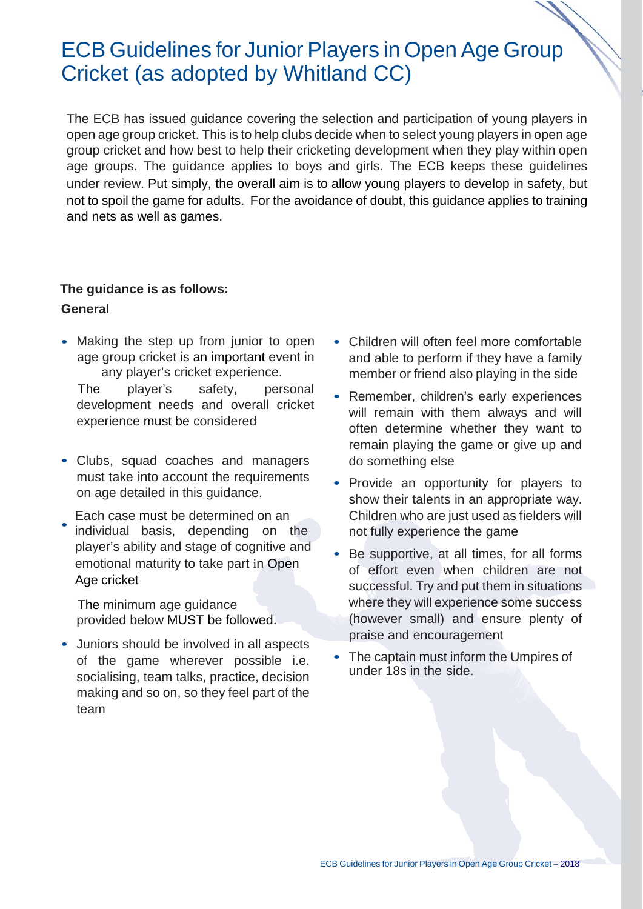# ECB Guidelines for Junior Players in Open Age Group Cricket (as adopted by Whitland CC)

The ECB has issued guidance covering the selection and participation of young players in open age group cricket. This is to help clubs decide when to select young players in open age group cricket and how best to help their cricketing development when they play within open age groups. The guidance applies to boys and girls. The ECB keeps these guidelines under review. Put simply, the overall aim is to allow young players to develop in safety, but not to spoil the game for adults. For the avoidance of doubt, this guidance applies to training and nets as well as games.

**The guidance is as follows:**

**General**

- Making the step up from junior to open age group cricket is an important event in any player's cricket experience. The player's safety, personal development needs and overall cricket experience must be considered
- Clubs, squad coaches and managers must take into account the requirements on age detailed in this guidance.
- Each case must be determined on an individual basis, depending on the player's ability and stage of cognitive and emotional maturity to take part in Open Age cricket

  The minimum age guidance provided below MUST be followed.
- Juniors should be involved in all aspects of the game wherever possible i.e. socialising, team talks, practice, decision making and so on, so they feel part of the team
- Children will often feel more comfortable and able to perform if they have a family member or friend also playing in the side
- Remember, children's early experiences will remain with them always and will often determine whether they want to remain playing the game or give up and do something else
- Provide an opportunity for players to show their talents in an appropriate way. Children who are just used as fielders will not fully experience the game
- Be supportive, at all times, for all forms of effort even when children are not successful. Try and put them in situations where they will experience some success (however small) and ensure plenty of praise and encouragement
- The captain must inform the Umpires of under 18s in the side.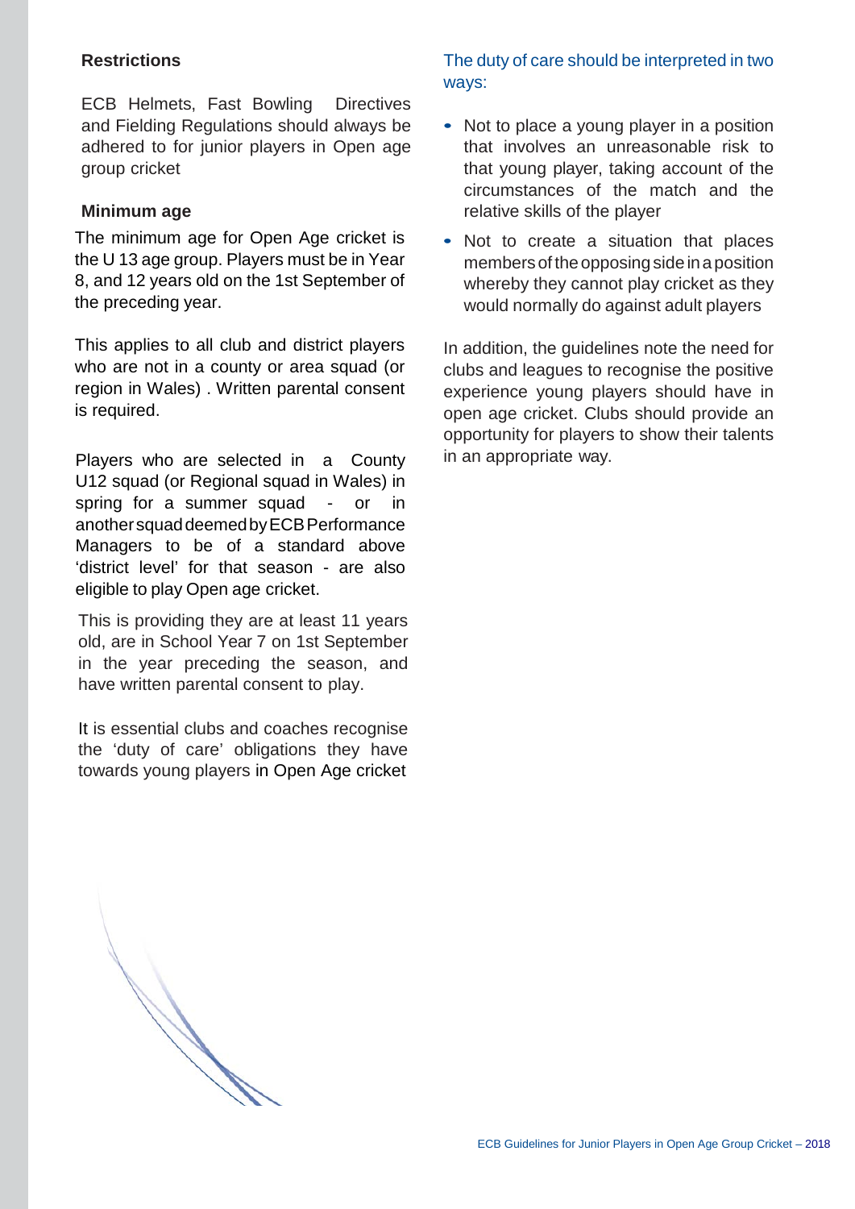## Restrictions

ECB Helmets, Fast Bowling Directives and Fielding Regulations should always be adhered to for junior players in Open age group cricket

## Minimum age

The minimum age for Open Age cricket is the U 13 age group. Players must be in Year 8, and 12 years old on the 1st September of the preceding year.

This applies to all club and district players who are not in a county or area squad (or region in Wales) . Written parental consent is required.

Players who are selected in a County U12 squad (or Regional squad in Wales) in spring for a summer squad - or in another squad deemed by ECB Performance Managers to be of a standard above 'district level' for that season - are also eligible to play Open age cricket.

This is providing they are at least 11 years old, are in School Year 7 on 1st September in the year preceding the season, and have written parental consent to play.

It is essential clubs and coaches recognise the 'duty of care' obligations they have towards young players in Open Age cricket

The duty of care should be interpreted in two ways:

- Not to place a young player in a position that involves an unreasonable risk to that young player, taking account of the circumstances of the match and the relative skills of the player
- Not to create a situation that places members of the opposing side in a position whereby they cannot play cricket as they would normally do against adult players

In addition, the guidelines note the need for clubs and leagues to recognise the positive experience young players should have in open age cricket. Clubs should provide an opportunity for players to show their talents in an appropriate way.